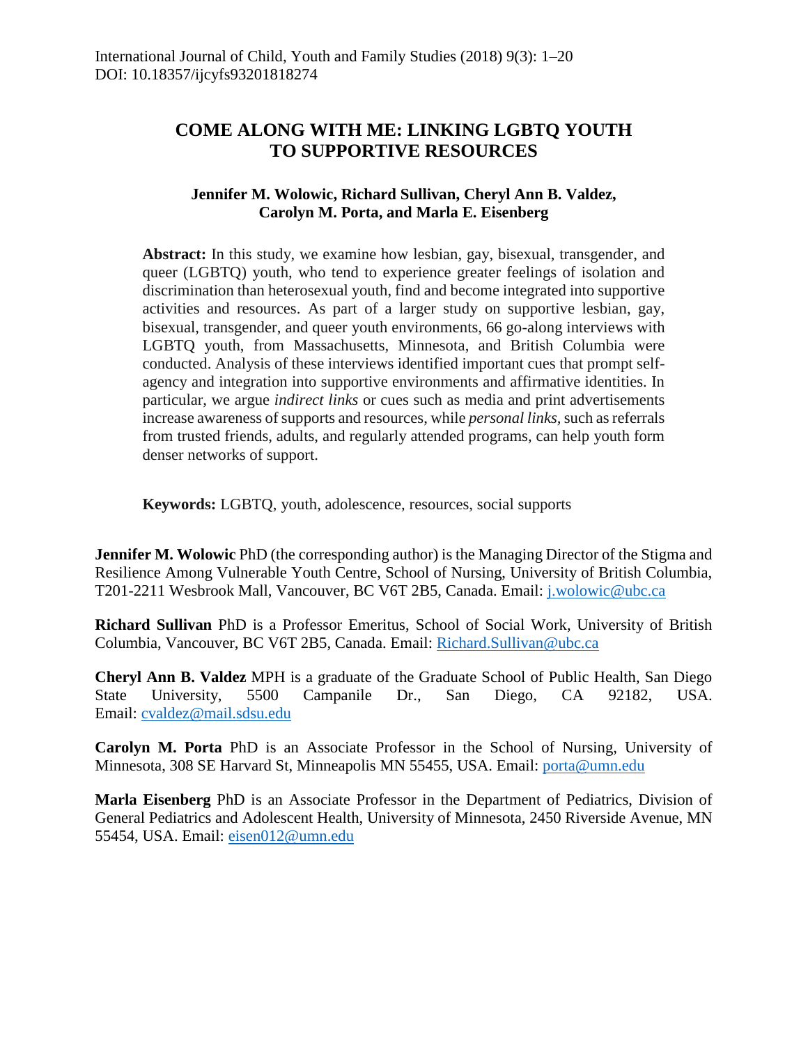International Journal of Child, Youth and Family Studies (2018) 9(3): 1–20
DOI: 10.18357/ijcyfs93201818274

# COME ALONG WITH ME: LINKING LGBTQ YOUTH TO SUPPORTIVE RESOURCES

**Jennifer M. Wolowic, Richard Sullivan, Cheryl Ann B. Valdez, Carolyn M. Porta, and Marla E. Eisenberg**

**Abstract:** In this study, we examine how lesbian, gay, bisexual, transgender, and queer (LGBTQ) youth, who tend to experience greater feelings of isolation and discrimination than heterosexual youth, find and become integrated into supportive activities and resources. As part of a larger study on supportive lesbian, gay, bisexual, transgender, and queer youth environments, 66 go-along interviews with LGBTQ youth, from Massachusetts, Minnesota, and British Columbia were conducted. Analysis of these interviews identified important cues that prompt self-agency and integration into supportive environments and affirmative identities. In particular, we argue *indirect links* or cues such as media and print advertisements increase awareness of supports and resources, while *personal links*, such as referrals from trusted friends, adults, and regularly attended programs, can help youth form denser networks of support.

**Keywords:** LGBTQ, youth, adolescence, resources, social supports

**Jennifer M. Wolowic** PhD (the corresponding author) is the Managing Director of the Stigma and Resilience Among Vulnerable Youth Centre, School of Nursing, University of British Columbia, T201-2211 Wesbrook Mall, Vancouver, BC V6T 2B5, Canada. Email: j.wolowic@ubc.ca

**Richard Sullivan** PhD is a Professor Emeritus, School of Social Work, University of British Columbia, Vancouver, BC V6T 2B5, Canada. Email: Richard.Sullivan@ubc.ca

**Cheryl Ann B. Valdez** MPH is a graduate of the Graduate School of Public Health, San Diego State University, 5500 Campanile Dr., San Diego, CA 92182, USA. Email: cvaldez@mail.sdsu.edu

**Carolyn M. Porta** PhD is an Associate Professor in the School of Nursing, University of Minnesota, 308 SE Harvard St, Minneapolis MN 55455, USA. Email: porta@umn.edu

**Marla Eisenberg** PhD is an Associate Professor in the Department of Pediatrics, Division of General Pediatrics and Adolescent Health, University of Minnesota, 2450 Riverside Avenue, MN 55454, USA. Email: eisen012@umn.edu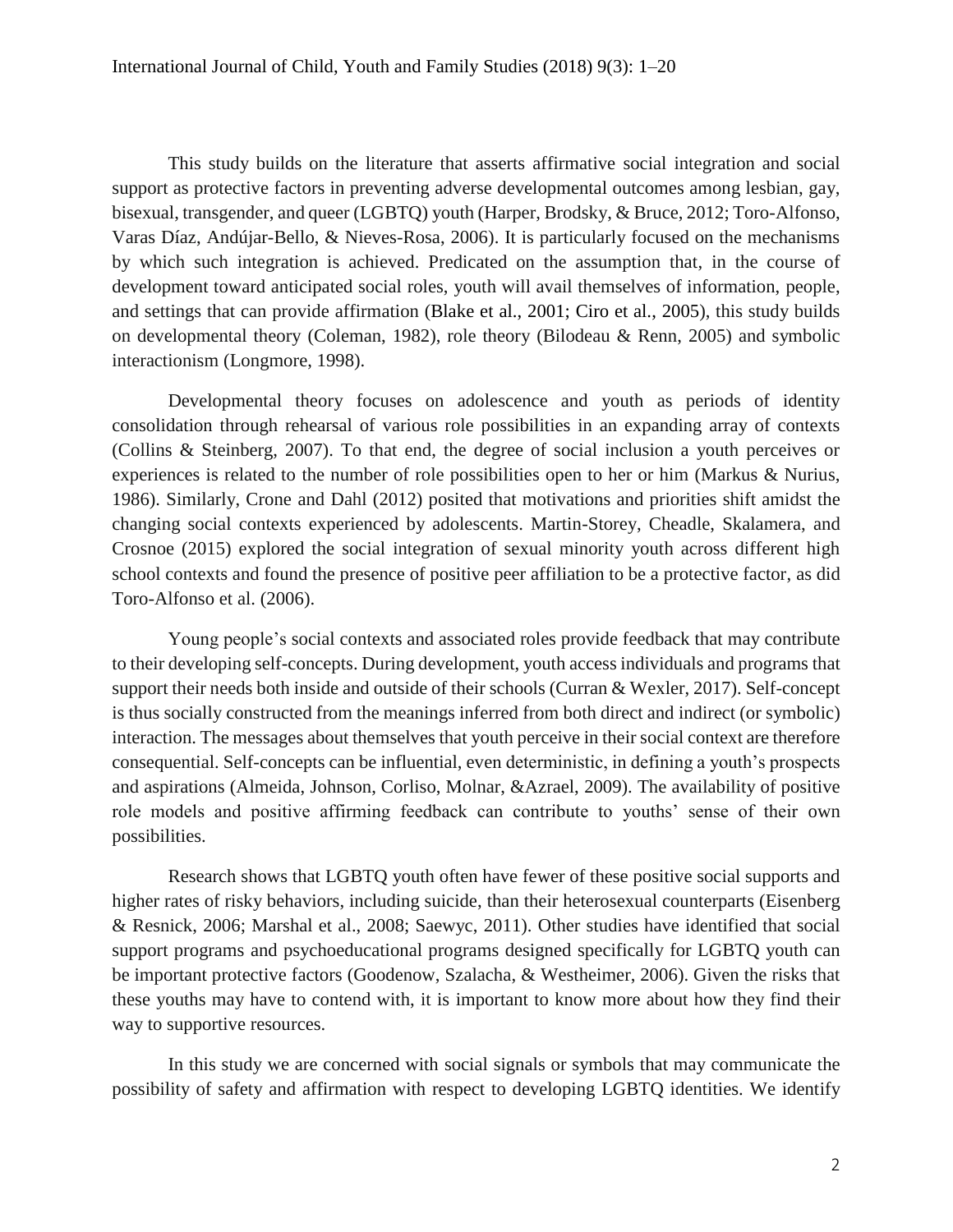This study builds on the literature that asserts affirmative social integration and social support as protective factors in preventing adverse developmental outcomes among lesbian, gay, bisexual, transgender, and queer (LGBTQ) youth (Harper, Brodsky, & Bruce, 2012; Toro-Alfonso, Varas Díaz, Andújar-Bello, & Nieves-Rosa, 2006). It is particularly focused on the mechanisms by which such integration is achieved. Predicated on the assumption that, in the course of development toward anticipated social roles, youth will avail themselves of information, people, and settings that can provide affirmation (Blake et al., 2001; Ciro et al., 2005), this study builds on developmental theory (Coleman, 1982), role theory (Bilodeau & Renn, 2005) and symbolic interactionism (Longmore, 1998).

Developmental theory focuses on adolescence and youth as periods of identity consolidation through rehearsal of various role possibilities in an expanding array of contexts (Collins & Steinberg, 2007). To that end, the degree of social inclusion a youth perceives or experiences is related to the number of role possibilities open to her or him (Markus & Nurius, 1986). Similarly, Crone and Dahl (2012) posited that motivations and priorities shift amidst the changing social contexts experienced by adolescents. Martin-Storey, Cheadle, Skalamera, and Crosnoe (2015) explored the social integration of sexual minority youth across different high school contexts and found the presence of positive peer affiliation to be a protective factor, as did Toro-Alfonso et al. (2006).

Young people's social contexts and associated roles provide feedback that may contribute to their developing self-concepts. During development, youth access individuals and programs that support their needs both inside and outside of their schools (Curran & Wexler, 2017). Self-concept is thus socially constructed from the meanings inferred from both direct and indirect (or symbolic) interaction. The messages about themselves that youth perceive in their social context are therefore consequential. Self-concepts can be influential, even deterministic, in defining a youth's prospects and aspirations (Almeida, Johnson, Corliso, Molnar, &Azrael, 2009). The availability of positive role models and positive affirming feedback can contribute to youths' sense of their own possibilities.

Research shows that LGBTQ youth often have fewer of these positive social supports and higher rates of risky behaviors, including suicide, than their heterosexual counterparts (Eisenberg & Resnick, 2006; Marshal et al., 2008; Saewyc, 2011). Other studies have identified that social support programs and psychoeducational programs designed specifically for LGBTQ youth can be important protective factors (Goodenow, Szalacha, & Westheimer, 2006). Given the risks that these youths may have to contend with, it is important to know more about how they find their way to supportive resources.

In this study we are concerned with social signals or symbols that may communicate the possibility of safety and affirmation with respect to developing LGBTQ identities. We identify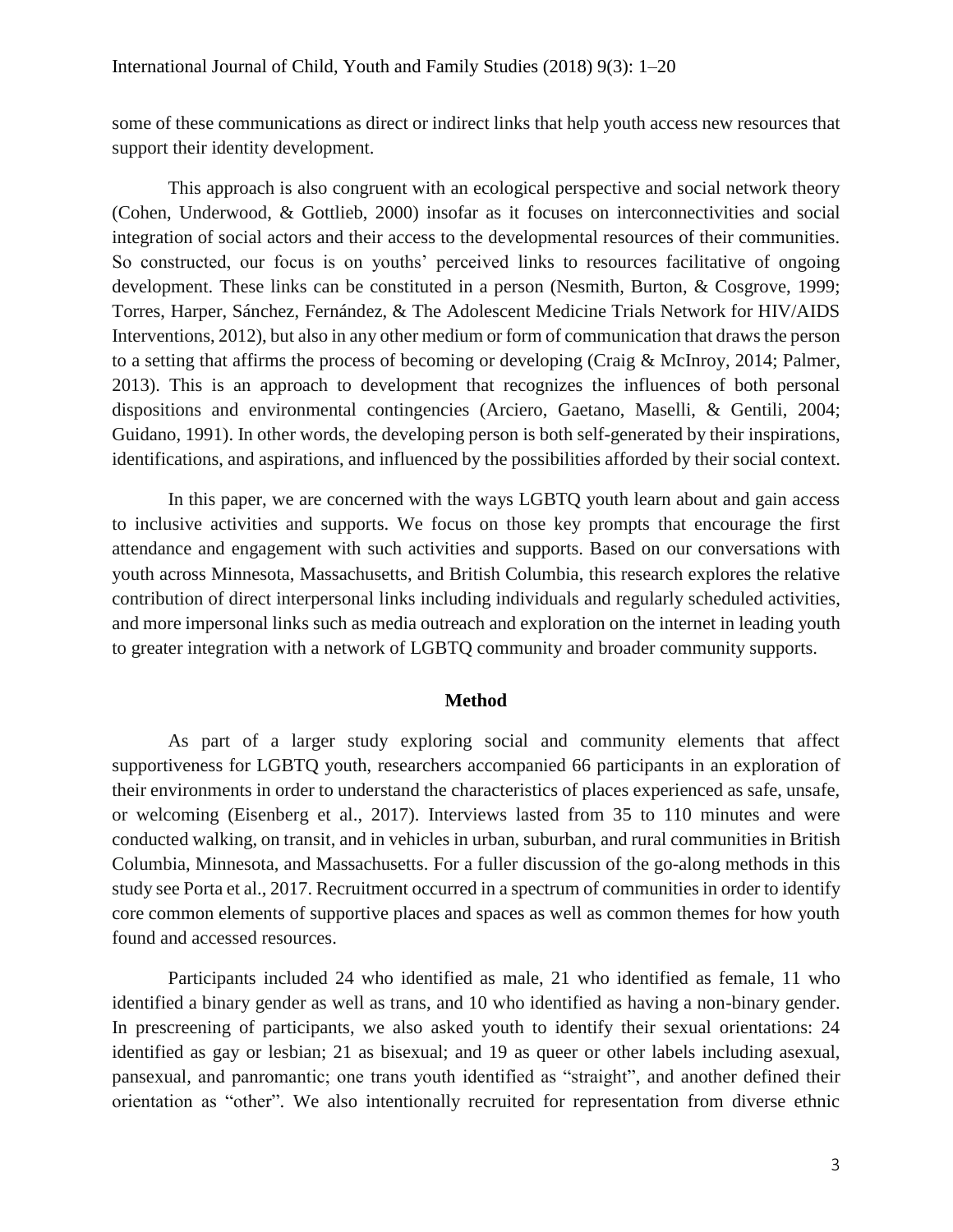some of these communications as direct or indirect links that help youth access new resources that support their identity development.

This approach is also congruent with an ecological perspective and social network theory (Cohen, Underwood, & Gottlieb, 2000) insofar as it focuses on interconnectivities and social integration of social actors and their access to the developmental resources of their communities. So constructed, our focus is on youths' perceived links to resources facilitative of ongoing development. These links can be constituted in a person (Nesmith, Burton, & Cosgrove, 1999; Torres, Harper, Sánchez, Fernández, & The Adolescent Medicine Trials Network for HIV/AIDS Interventions, 2012), but also in any other medium or form of communication that draws the person to a setting that affirms the process of becoming or developing (Craig & McInroy, 2014; Palmer, 2013). This is an approach to development that recognizes the influences of both personal dispositions and environmental contingencies (Arciero, Gaetano, Maselli, & Gentili, 2004; Guidano, 1991). In other words, the developing person is both self-generated by their inspirations, identifications, and aspirations, and influenced by the possibilities afforded by their social context.

In this paper, we are concerned with the ways LGBTQ youth learn about and gain access to inclusive activities and supports. We focus on those key prompts that encourage the first attendance and engagement with such activities and supports. Based on our conversations with youth across Minnesota, Massachusetts, and British Columbia, this research explores the relative contribution of direct interpersonal links including individuals and regularly scheduled activities, and more impersonal links such as media outreach and exploration on the internet in leading youth to greater integration with a network of LGBTQ community and broader community supports.

## Method

As part of a larger study exploring social and community elements that affect supportiveness for LGBTQ youth, researchers accompanied 66 participants in an exploration of their environments in order to understand the characteristics of places experienced as safe, unsafe, or welcoming (Eisenberg et al., 2017). Interviews lasted from 35 to 110 minutes and were conducted walking, on transit, and in vehicles in urban, suburban, and rural communities in British Columbia, Minnesota, and Massachusetts. For a fuller discussion of the go-along methods in this study see Porta et al., 2017. Recruitment occurred in a spectrum of communities in order to identify core common elements of supportive places and spaces as well as common themes for how youth found and accessed resources.

Participants included 24 who identified as male, 21 who identified as female, 11 who identified a binary gender as well as trans, and 10 who identified as having a non-binary gender. In prescreening of participants, we also asked youth to identify their sexual orientations: 24 identified as gay or lesbian; 21 as bisexual; and 19 as queer or other labels including asexual, pansexual, and panromantic; one trans youth identified as "straight", and another defined their orientation as "other". We also intentionally recruited for representation from diverse ethnic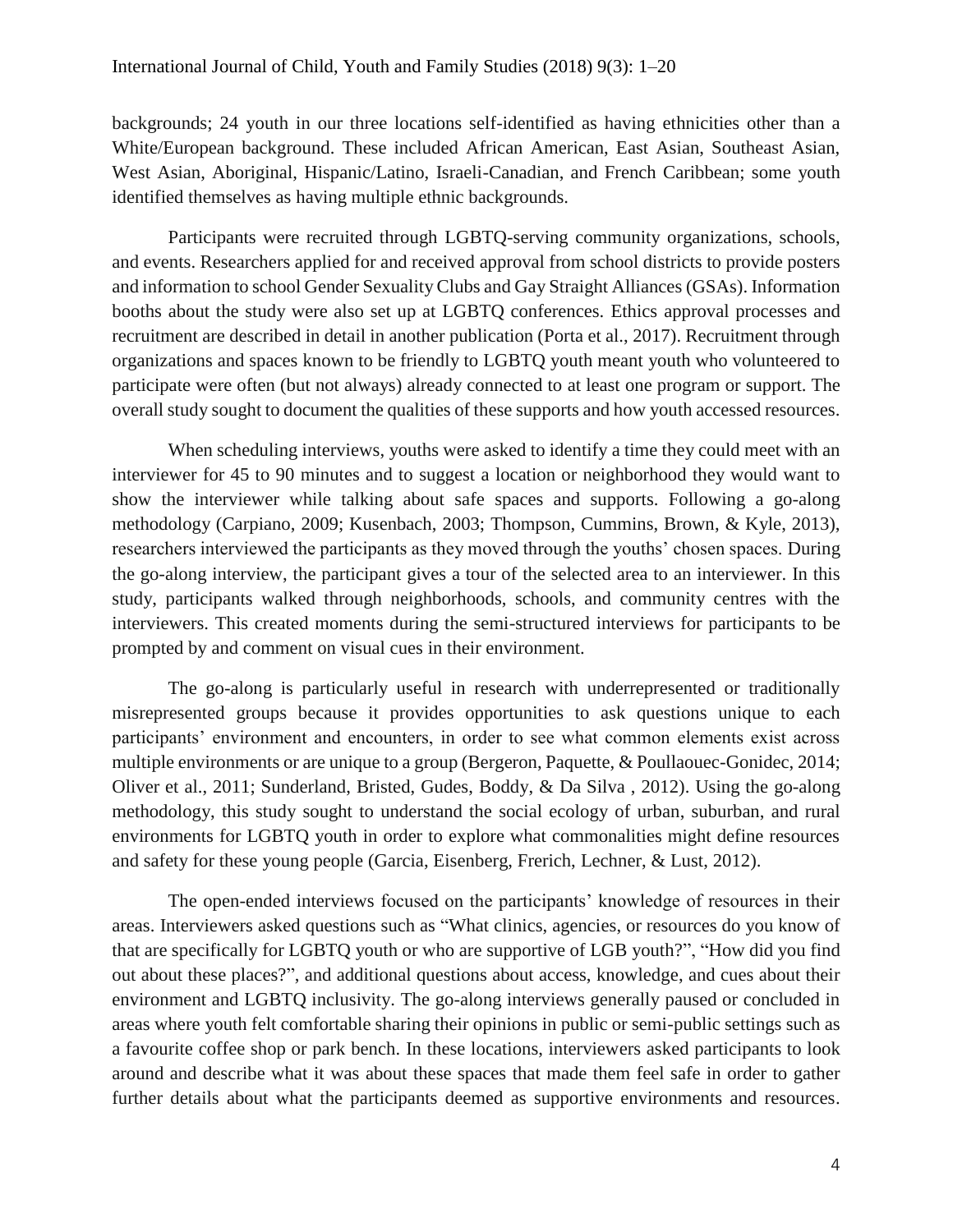backgrounds; 24 youth in our three locations self-identified as having ethnicities other than a White/European background. These included African American, East Asian, Southeast Asian, West Asian, Aboriginal, Hispanic/Latino, Israeli-Canadian, and French Caribbean; some youth identified themselves as having multiple ethnic backgrounds.

Participants were recruited through LGBTQ-serving community organizations, schools, and events. Researchers applied for and received approval from school districts to provide posters and information to school Gender Sexuality Clubs and Gay Straight Alliances (GSAs). Information booths about the study were also set up at LGBTQ conferences. Ethics approval processes and recruitment are described in detail in another publication (Porta et al., 2017). Recruitment through organizations and spaces known to be friendly to LGBTQ youth meant youth who volunteered to participate were often (but not always) already connected to at least one program or support. The overall study sought to document the qualities of these supports and how youth accessed resources.

When scheduling interviews, youths were asked to identify a time they could meet with an interviewer for 45 to 90 minutes and to suggest a location or neighborhood they would want to show the interviewer while talking about safe spaces and supports. Following a go-along methodology (Carpiano, 2009; Kusenbach, 2003; Thompson, Cummins, Brown, & Kyle, 2013), researchers interviewed the participants as they moved through the youths' chosen spaces. During the go-along interview, the participant gives a tour of the selected area to an interviewer. In this study, participants walked through neighborhoods, schools, and community centres with the interviewers. This created moments during the semi-structured interviews for participants to be prompted by and comment on visual cues in their environment.

The go-along is particularly useful in research with underrepresented or traditionally misrepresented groups because it provides opportunities to ask questions unique to each participants' environment and encounters, in order to see what common elements exist across multiple environments or are unique to a group (Bergeron, Paquette, & Poullaouec-Gonidec, 2014; Oliver et al., 2011; Sunderland, Bristed, Gudes, Boddy, & Da Silva , 2012). Using the go-along methodology, this study sought to understand the social ecology of urban, suburban, and rural environments for LGBTQ youth in order to explore what commonalities might define resources and safety for these young people (Garcia, Eisenberg, Frerich, Lechner, & Lust, 2012).

The open-ended interviews focused on the participants' knowledge of resources in their areas. Interviewers asked questions such as "What clinics, agencies, or resources do you know of that are specifically for LGBTQ youth or who are supportive of LGB youth?", "How did you find out about these places?", and additional questions about access, knowledge, and cues about their environment and LGBTQ inclusivity. The go-along interviews generally paused or concluded in areas where youth felt comfortable sharing their opinions in public or semi-public settings such as a favourite coffee shop or park bench. In these locations, interviewers asked participants to look around and describe what it was about these spaces that made them feel safe in order to gather further details about what the participants deemed as supportive environments and resources.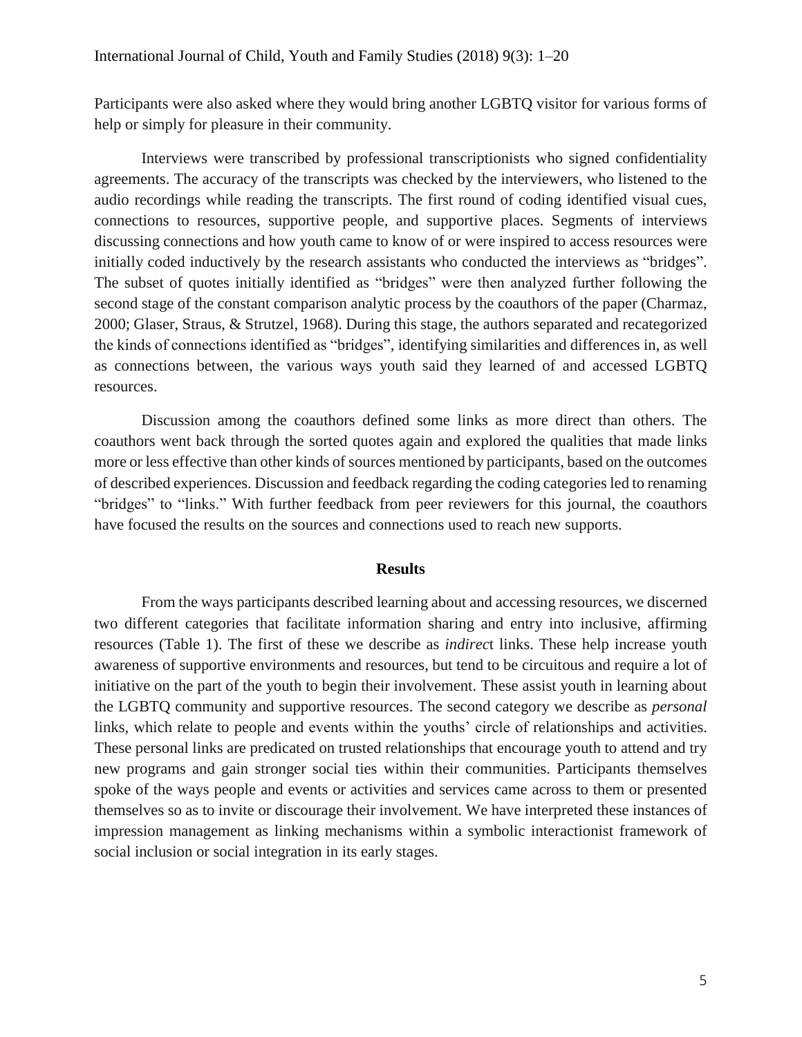Participants were also asked where they would bring another LGBTQ visitor for various forms of help or simply for pleasure in their community.

Interviews were transcribed by professional transcriptionists who signed confidentiality agreements. The accuracy of the transcripts was checked by the interviewers, who listened to the audio recordings while reading the transcripts. The first round of coding identified visual cues, connections to resources, supportive people, and supportive places. Segments of interviews discussing connections and how youth came to know of or were inspired to access resources were initially coded inductively by the research assistants who conducted the interviews as "bridges". The subset of quotes initially identified as "bridges" were then analyzed further following the second stage of the constant comparison analytic process by the coauthors of the paper (Charmaz, 2000; Glaser, Straus, & Strutzel, 1968). During this stage, the authors separated and recategorized the kinds of connections identified as "bridges", identifying similarities and differences in, as well as connections between, the various ways youth said they learned of and accessed LGBTQ resources.

Discussion among the coauthors defined some links as more direct than others. The coauthors went back through the sorted quotes again and explored the qualities that made links more or less effective than other kinds of sources mentioned by participants, based on the outcomes of described experiences. Discussion and feedback regarding the coding categories led to renaming "bridges" to "links." With further feedback from peer reviewers for this journal, the coauthors have focused the results on the sources and connections used to reach new supports.

## Results

From the ways participants described learning about and accessing resources, we discerned two different categories that facilitate information sharing and entry into inclusive, affirming resources (Table 1). The first of these we describe as *indirect* links. These help increase youth awareness of supportive environments and resources, but tend to be circuitous and require a lot of initiative on the part of the youth to begin their involvement. These assist youth in learning about the LGBTQ community and supportive resources. The second category we describe as *personal* links, which relate to people and events within the youths' circle of relationships and activities. These personal links are predicated on trusted relationships that encourage youth to attend and try new programs and gain stronger social ties within their communities. Participants themselves spoke of the ways people and events or activities and services came across to them or presented themselves so as to invite or discourage their involvement. We have interpreted these instances of impression management as linking mechanisms within a symbolic interactionist framework of social inclusion or social integration in its early stages.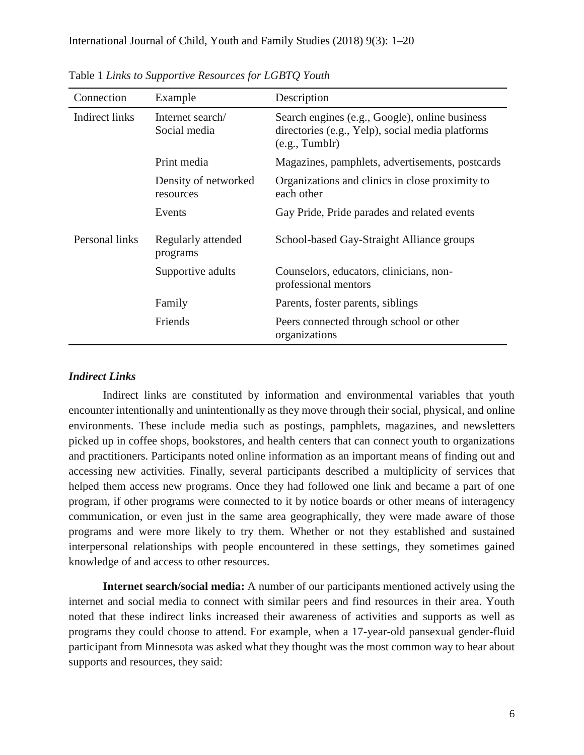Table 1 *Links to Supportive Resources for LGBTQ Youth*

| Connection | Example | Description |
|---|---|---|
| Indirect links | Internet search/ Social media | Search engines (e.g., Google), online business directories (e.g., Yelp), social media platforms (e.g., Tumblr) |
| | Print media | Magazines, pamphlets, advertisements, postcards |
| | Density of networked resources | Organizations and clinics in close proximity to each other |
| | Events | Gay Pride, Pride parades and related events |
| Personal links | Regularly attended programs | School-based Gay-Straight Alliance groups |
| | Supportive adults | Counselors, educators, clinicians, non-professional mentors |
| | Family | Parents, foster parents, siblings |
| | Friends | Peers connected through school or other organizations |

### *Indirect Links*

Indirect links are constituted by information and environmental variables that youth encounter intentionally and unintentionally as they move through their social, physical, and online environments. These include media such as postings, pamphlets, magazines, and newsletters picked up in coffee shops, bookstores, and health centers that can connect youth to organizations and practitioners. Participants noted online information as an important means of finding out and accessing new activities. Finally, several participants described a multiplicity of services that helped them access new programs. Once they had followed one link and became a part of one program, if other programs were connected to it by notice boards or other means of interagency communication, or even just in the same area geographically, they were made aware of those programs and were more likely to try them. Whether or not they established and sustained interpersonal relationships with people encountered in these settings, they sometimes gained knowledge of and access to other resources.

**Internet search/social media:** A number of our participants mentioned actively using the internet and social media to connect with similar peers and find resources in their area. Youth noted that these indirect links increased their awareness of activities and supports as well as programs they could choose to attend. For example, when a 17-year-old pansexual gender-fluid participant from Minnesota was asked what they thought was the most common way to hear about supports and resources, they said: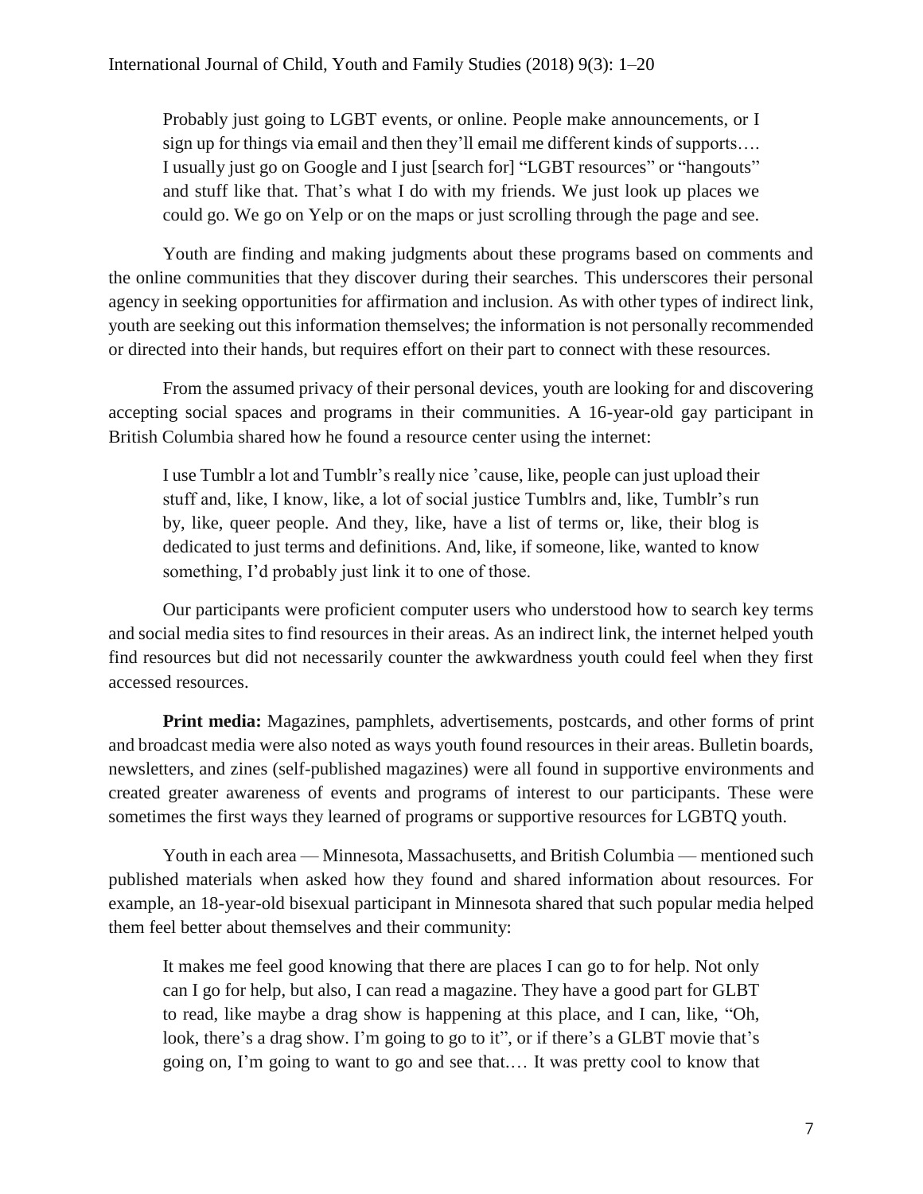> Probably just going to LGBT events, or online. People make announcements, or I sign up for things via email and then they'll email me different kinds of supports…. I usually just go on Google and I just [search for] "LGBT resources" or "hangouts" and stuff like that. That's what I do with my friends. We just look up places we could go. We go on Yelp or on the maps or just scrolling through the page and see.

Youth are finding and making judgments about these programs based on comments and the online communities that they discover during their searches. This underscores their personal agency in seeking opportunities for affirmation and inclusion. As with other types of indirect link, youth are seeking out this information themselves; the information is not personally recommended or directed into their hands, but requires effort on their part to connect with these resources.

From the assumed privacy of their personal devices, youth are looking for and discovering accepting social spaces and programs in their communities. A 16-year-old gay participant in British Columbia shared how he found a resource center using the internet:

> I use Tumblr a lot and Tumblr's really nice 'cause, like, people can just upload their stuff and, like, I know, like, a lot of social justice Tumblrs and, like, Tumblr's run by, like, queer people. And they, like, have a list of terms or, like, their blog is dedicated to just terms and definitions. And, like, if someone, like, wanted to know something, I'd probably just link it to one of those.

Our participants were proficient computer users who understood how to search key terms and social media sites to find resources in their areas. As an indirect link, the internet helped youth find resources but did not necessarily counter the awkwardness youth could feel when they first accessed resources.

**Print media:** Magazines, pamphlets, advertisements, postcards, and other forms of print and broadcast media were also noted as ways youth found resources in their areas. Bulletin boards, newsletters, and zines (self-published magazines) were all found in supportive environments and created greater awareness of events and programs of interest to our participants. These were sometimes the first ways they learned of programs or supportive resources for LGBTQ youth.

Youth in each area — Minnesota, Massachusetts, and British Columbia — mentioned such published materials when asked how they found and shared information about resources. For example, an 18-year-old bisexual participant in Minnesota shared that such popular media helped them feel better about themselves and their community:

> It makes me feel good knowing that there are places I can go to for help. Not only can I go for help, but also, I can read a magazine. They have a good part for GLBT to read, like maybe a drag show is happening at this place, and I can, like, "Oh, look, there's a drag show. I'm going to go to it", or if there's a GLBT movie that's going on, I'm going to want to go and see that.… It was pretty cool to know that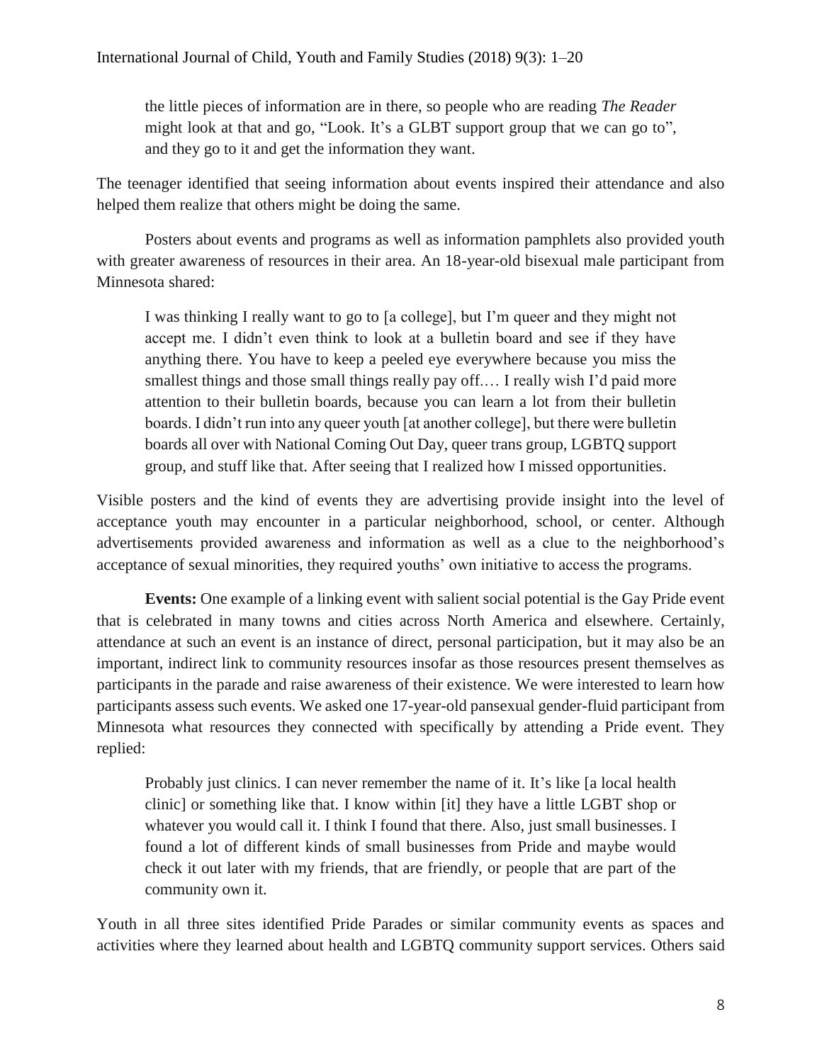> the little pieces of information are in there, so people who are reading *The Reader* might look at that and go, "Look. It's a GLBT support group that we can go to", and they go to it and get the information they want.

The teenager identified that seeing information about events inspired their attendance and also helped them realize that others might be doing the same.

Posters about events and programs as well as information pamphlets also provided youth with greater awareness of resources in their area. An 18-year-old bisexual male participant from Minnesota shared:

> I was thinking I really want to go to [a college], but I'm queer and they might not accept me. I didn't even think to look at a bulletin board and see if they have anything there. You have to keep a peeled eye everywhere because you miss the smallest things and those small things really pay off.… I really wish I'd paid more attention to their bulletin boards, because you can learn a lot from their bulletin boards. I didn't run into any queer youth [at another college], but there were bulletin boards all over with National Coming Out Day, queer trans group, LGBTQ support group, and stuff like that. After seeing that I realized how I missed opportunities.

Visible posters and the kind of events they are advertising provide insight into the level of acceptance youth may encounter in a particular neighborhood, school, or center. Although advertisements provided awareness and information as well as a clue to the neighborhood's acceptance of sexual minorities, they required youths' own initiative to access the programs.

**Events:** One example of a linking event with salient social potential is the Gay Pride event that is celebrated in many towns and cities across North America and elsewhere. Certainly, attendance at such an event is an instance of direct, personal participation, but it may also be an important, indirect link to community resources insofar as those resources present themselves as participants in the parade and raise awareness of their existence. We were interested to learn how participants assess such events. We asked one 17-year-old pansexual gender-fluid participant from Minnesota what resources they connected with specifically by attending a Pride event. They replied:

> Probably just clinics. I can never remember the name of it. It's like [a local health clinic] or something like that. I know within [it] they have a little LGBT shop or whatever you would call it. I think I found that there. Also, just small businesses. I found a lot of different kinds of small businesses from Pride and maybe would check it out later with my friends, that are friendly, or people that are part of the community own it.

Youth in all three sites identified Pride Parades or similar community events as spaces and activities where they learned about health and LGBTQ community support services. Others said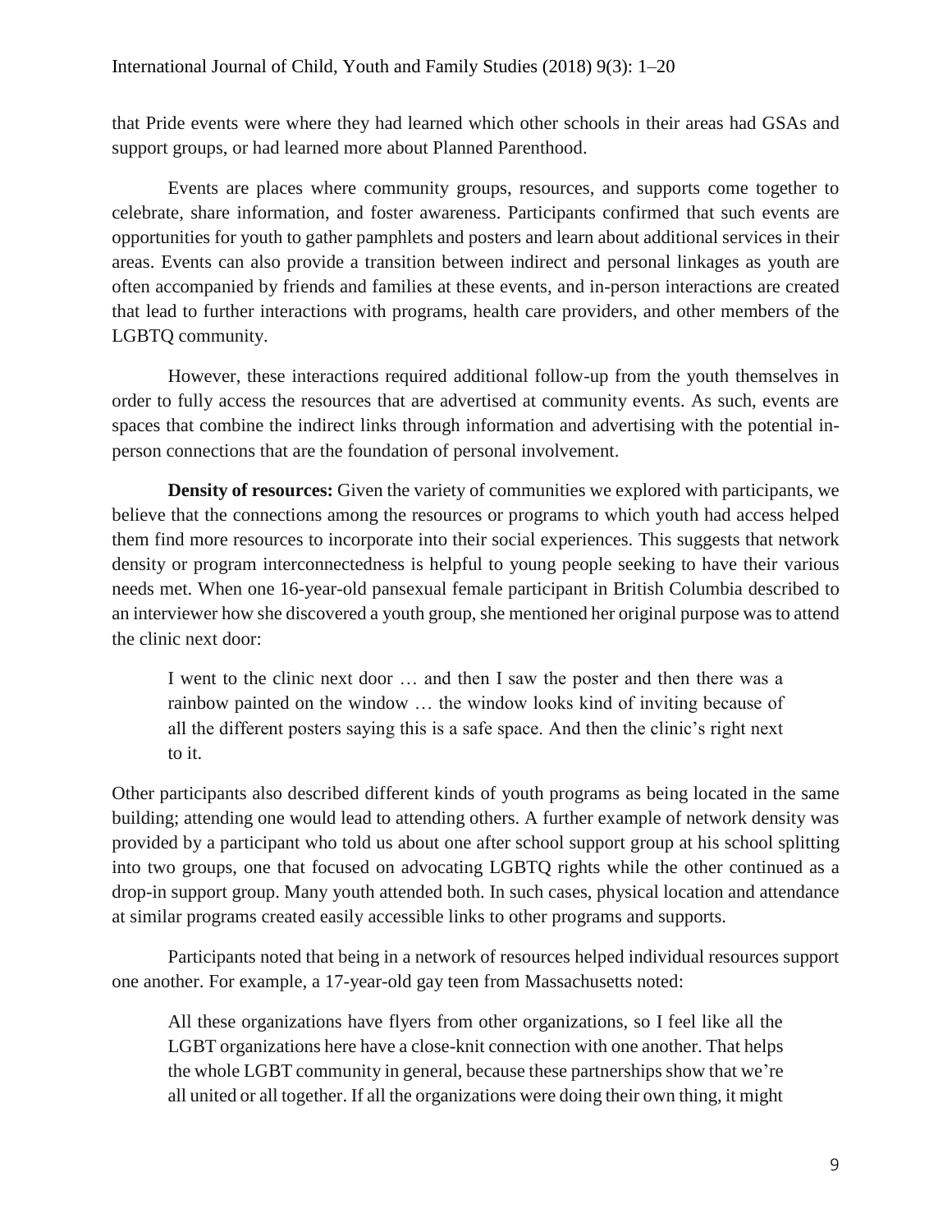that Pride events were where they had learned which other schools in their areas had GSAs and support groups, or had learned more about Planned Parenthood.

Events are places where community groups, resources, and supports come together to celebrate, share information, and foster awareness. Participants confirmed that such events are opportunities for youth to gather pamphlets and posters and learn about additional services in their areas. Events can also provide a transition between indirect and personal linkages as youth are often accompanied by friends and families at these events, and in-person interactions are created that lead to further interactions with programs, health care providers, and other members of the LGBTQ community.

However, these interactions required additional follow-up from the youth themselves in order to fully access the resources that are advertised at community events. As such, events are spaces that combine the indirect links through information and advertising with the potential in-person connections that are the foundation of personal involvement.

**Density of resources:** Given the variety of communities we explored with participants, we believe that the connections among the resources or programs to which youth had access helped them find more resources to incorporate into their social experiences. This suggests that network density or program interconnectedness is helpful to young people seeking to have their various needs met. When one 16-year-old pansexual female participant in British Columbia described to an interviewer how she discovered a youth group, she mentioned her original purpose was to attend the clinic next door:

> I went to the clinic next door … and then I saw the poster and then there was a rainbow painted on the window … the window looks kind of inviting because of all the different posters saying this is a safe space. And then the clinic's right next to it.

Other participants also described different kinds of youth programs as being located in the same building; attending one would lead to attending others. A further example of network density was provided by a participant who told us about one after school support group at his school splitting into two groups, one that focused on advocating LGBTQ rights while the other continued as a drop-in support group. Many youth attended both. In such cases, physical location and attendance at similar programs created easily accessible links to other programs and supports.

Participants noted that being in a network of resources helped individual resources support one another. For example, a 17-year-old gay teen from Massachusetts noted:

> All these organizations have flyers from other organizations, so I feel like all the LGBT organizations here have a close-knit connection with one another. That helps the whole LGBT community in general, because these partnerships show that we're all united or all together. If all the organizations were doing their own thing, it might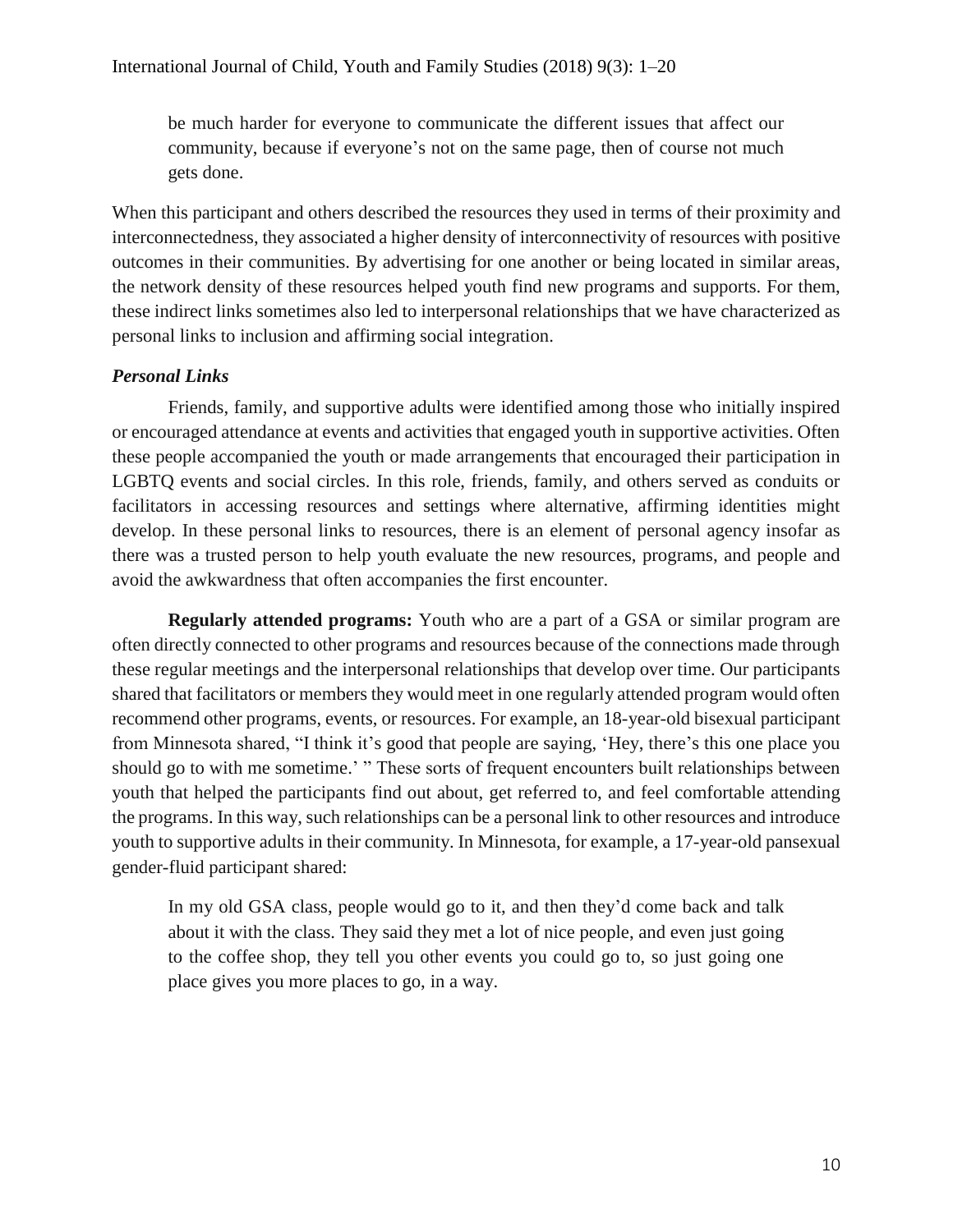> be much harder for everyone to communicate the different issues that affect our community, because if everyone's not on the same page, then of course not much gets done.

When this participant and others described the resources they used in terms of their proximity and interconnectedness, they associated a higher density of interconnectivity of resources with positive outcomes in their communities. By advertising for one another or being located in similar areas, the network density of these resources helped youth find new programs and supports. For them, these indirect links sometimes also led to interpersonal relationships that we have characterized as personal links to inclusion and affirming social integration.

### *Personal Links*

Friends, family, and supportive adults were identified among those who initially inspired or encouraged attendance at events and activities that engaged youth in supportive activities. Often these people accompanied the youth or made arrangements that encouraged their participation in LGBTQ events and social circles. In this role, friends, family, and others served as conduits or facilitators in accessing resources and settings where alternative, affirming identities might develop. In these personal links to resources, there is an element of personal agency insofar as there was a trusted person to help youth evaluate the new resources, programs, and people and avoid the awkwardness that often accompanies the first encounter.

**Regularly attended programs:** Youth who are a part of a GSA or similar program are often directly connected to other programs and resources because of the connections made through these regular meetings and the interpersonal relationships that develop over time. Our participants shared that facilitators or members they would meet in one regularly attended program would often recommend other programs, events, or resources. For example, an 18-year-old bisexual participant from Minnesota shared, "I think it's good that people are saying, 'Hey, there's this one place you should go to with me sometime.' " These sorts of frequent encounters built relationships between youth that helped the participants find out about, get referred to, and feel comfortable attending the programs. In this way, such relationships can be a personal link to other resources and introduce youth to supportive adults in their community. In Minnesota, for example, a 17-year-old pansexual gender-fluid participant shared:

> In my old GSA class, people would go to it, and then they'd come back and talk about it with the class. They said they met a lot of nice people, and even just going to the coffee shop, they tell you other events you could go to, so just going one place gives you more places to go, in a way.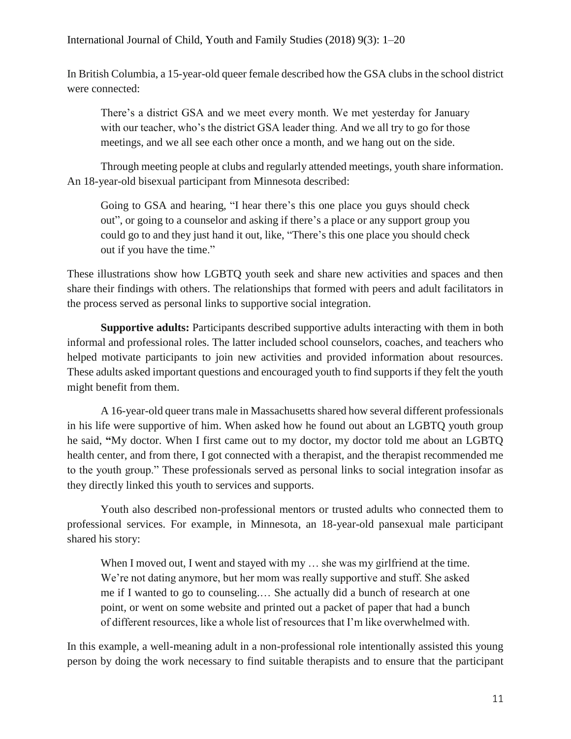In British Columbia, a 15-year-old queer female described how the GSA clubs in the school district were connected:

> There's a district GSA and we meet every month. We met yesterday for January with our teacher, who's the district GSA leader thing. And we all try to go for those meetings, and we all see each other once a month, and we hang out on the side.

Through meeting people at clubs and regularly attended meetings, youth share information. An 18-year-old bisexual participant from Minnesota described:

> Going to GSA and hearing, "I hear there's this one place you guys should check out", or going to a counselor and asking if there's a place or any support group you could go to and they just hand it out, like, "There's this one place you should check out if you have the time."

These illustrations show how LGBTQ youth seek and share new activities and spaces and then share their findings with others. The relationships that formed with peers and adult facilitators in the process served as personal links to supportive social integration.

**Supportive adults:** Participants described supportive adults interacting with them in both informal and professional roles. The latter included school counselors, coaches, and teachers who helped motivate participants to join new activities and provided information about resources. These adults asked important questions and encouraged youth to find supports if they felt the youth might benefit from them.

A 16-year-old queer trans male in Massachusetts shared how several different professionals in his life were supportive of him. When asked how he found out about an LGBTQ youth group he said, "My doctor. When I first came out to my doctor, my doctor told me about an LGBTQ health center, and from there, I got connected with a therapist, and the therapist recommended me to the youth group." These professionals served as personal links to social integration insofar as they directly linked this youth to services and supports.

Youth also described non-professional mentors or trusted adults who connected them to professional services. For example, in Minnesota, an 18-year-old pansexual male participant shared his story:

> When I moved out, I went and stayed with my … she was my girlfriend at the time. We're not dating anymore, but her mom was really supportive and stuff. She asked me if I wanted to go to counseling.… She actually did a bunch of research at one point, or went on some website and printed out a packet of paper that had a bunch of different resources, like a whole list of resources that I'm like overwhelmed with.

In this example, a well-meaning adult in a non-professional role intentionally assisted this young person by doing the work necessary to find suitable therapists and to ensure that the participant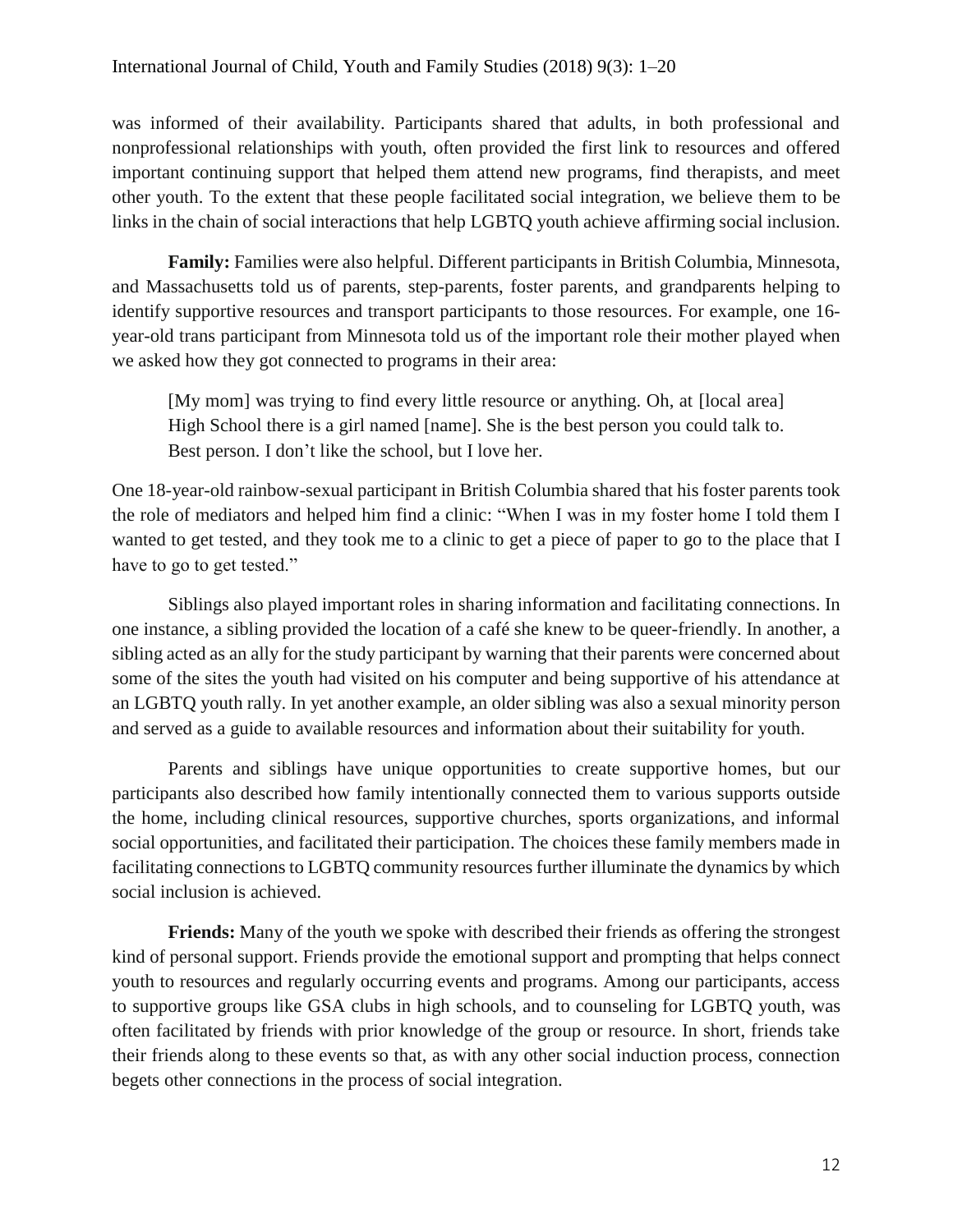was informed of their availability. Participants shared that adults, in both professional and nonprofessional relationships with youth, often provided the first link to resources and offered important continuing support that helped them attend new programs, find therapists, and meet other youth. To the extent that these people facilitated social integration, we believe them to be links in the chain of social interactions that help LGBTQ youth achieve affirming social inclusion.

**Family:** Families were also helpful. Different participants in British Columbia, Minnesota, and Massachusetts told us of parents, step-parents, foster parents, and grandparents helping to identify supportive resources and transport participants to those resources. For example, one 16-year-old trans participant from Minnesota told us of the important role their mother played when we asked how they got connected to programs in their area:

> [My mom] was trying to find every little resource or anything. Oh, at [local area] High School there is a girl named [name]. She is the best person you could talk to. Best person. I don't like the school, but I love her.

One 18-year-old rainbow-sexual participant in British Columbia shared that his foster parents took the role of mediators and helped him find a clinic: "When I was in my foster home I told them I wanted to get tested, and they took me to a clinic to get a piece of paper to go to the place that I have to go to get tested."

Siblings also played important roles in sharing information and facilitating connections. In one instance, a sibling provided the location of a café she knew to be queer-friendly. In another, a sibling acted as an ally for the study participant by warning that their parents were concerned about some of the sites the youth had visited on his computer and being supportive of his attendance at an LGBTQ youth rally. In yet another example, an older sibling was also a sexual minority person and served as a guide to available resources and information about their suitability for youth.

Parents and siblings have unique opportunities to create supportive homes, but our participants also described how family intentionally connected them to various supports outside the home, including clinical resources, supportive churches, sports organizations, and informal social opportunities, and facilitated their participation. The choices these family members made in facilitating connections to LGBTQ community resources further illuminate the dynamics by which social inclusion is achieved.

**Friends:** Many of the youth we spoke with described their friends as offering the strongest kind of personal support. Friends provide the emotional support and prompting that helps connect youth to resources and regularly occurring events and programs. Among our participants, access to supportive groups like GSA clubs in high schools, and to counseling for LGBTQ youth, was often facilitated by friends with prior knowledge of the group or resource. In short, friends take their friends along to these events so that, as with any other social induction process, connection begets other connections in the process of social integration.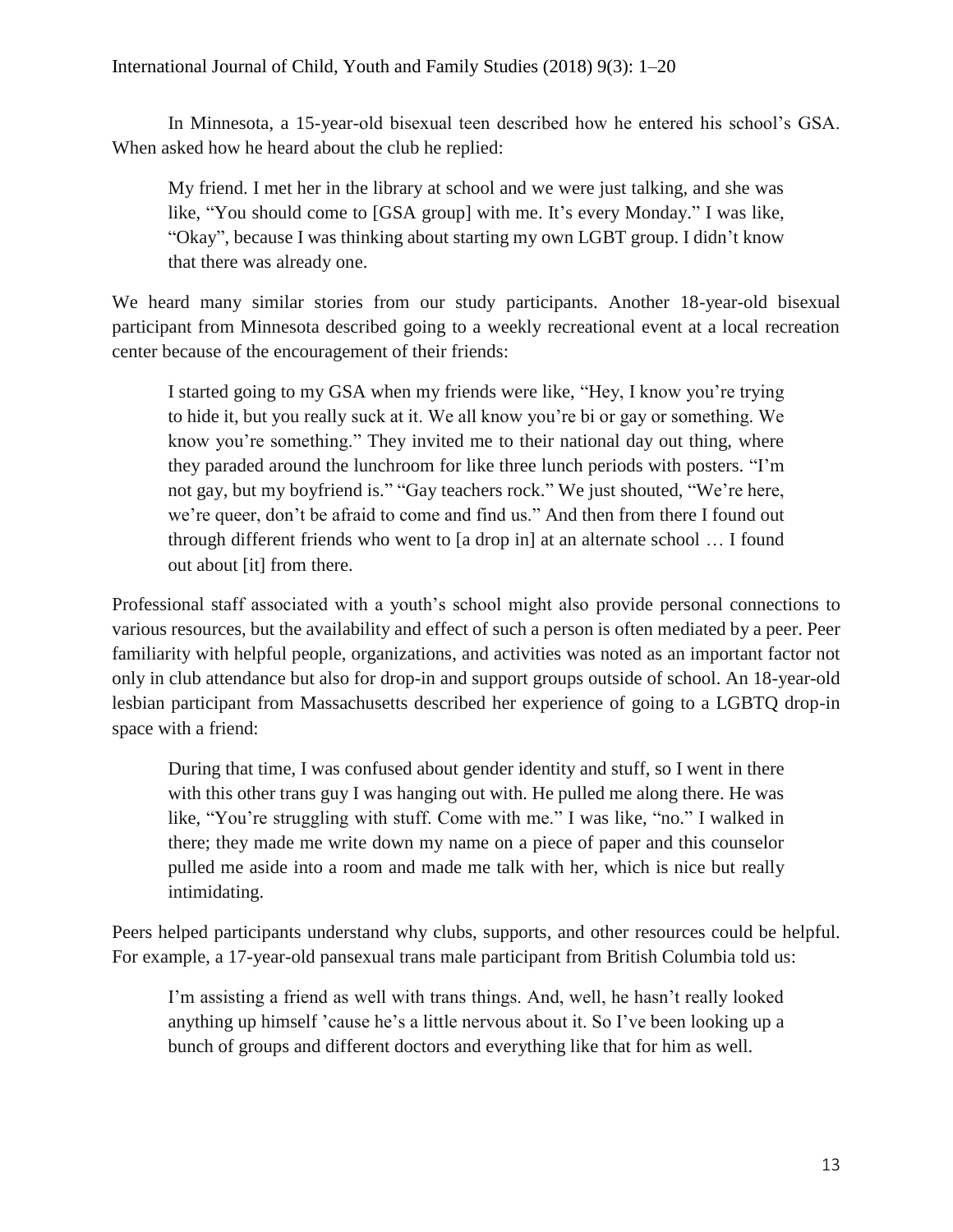In Minnesota, a 15-year-old bisexual teen described how he entered his school's GSA. When asked how he heard about the club he replied:

> My friend. I met her in the library at school and we were just talking, and she was like, "You should come to [GSA group] with me. It's every Monday." I was like, "Okay", because I was thinking about starting my own LGBT group. I didn't know that there was already one.

We heard many similar stories from our study participants. Another 18-year-old bisexual participant from Minnesota described going to a weekly recreational event at a local recreation center because of the encouragement of their friends:

> I started going to my GSA when my friends were like, "Hey, I know you're trying to hide it, but you really suck at it. We all know you're bi or gay or something. We know you're something." They invited me to their national day out thing, where they paraded around the lunchroom for like three lunch periods with posters. "I'm not gay, but my boyfriend is." "Gay teachers rock." We just shouted, "We're here, we're queer, don't be afraid to come and find us." And then from there I found out through different friends who went to [a drop in] at an alternate school … I found out about [it] from there.

Professional staff associated with a youth's school might also provide personal connections to various resources, but the availability and effect of such a person is often mediated by a peer. Peer familiarity with helpful people, organizations, and activities was noted as an important factor not only in club attendance but also for drop-in and support groups outside of school. An 18-year-old lesbian participant from Massachusetts described her experience of going to a LGBTQ drop-in space with a friend:

> During that time, I was confused about gender identity and stuff, so I went in there with this other trans guy I was hanging out with. He pulled me along there. He was like, "You're struggling with stuff. Come with me." I was like, "no." I walked in there; they made me write down my name on a piece of paper and this counselor pulled me aside into a room and made me talk with her, which is nice but really intimidating.

Peers helped participants understand why clubs, supports, and other resources could be helpful. For example, a 17-year-old pansexual trans male participant from British Columbia told us:

> I'm assisting a friend as well with trans things. And, well, he hasn't really looked anything up himself 'cause he's a little nervous about it. So I've been looking up a bunch of groups and different doctors and everything like that for him as well.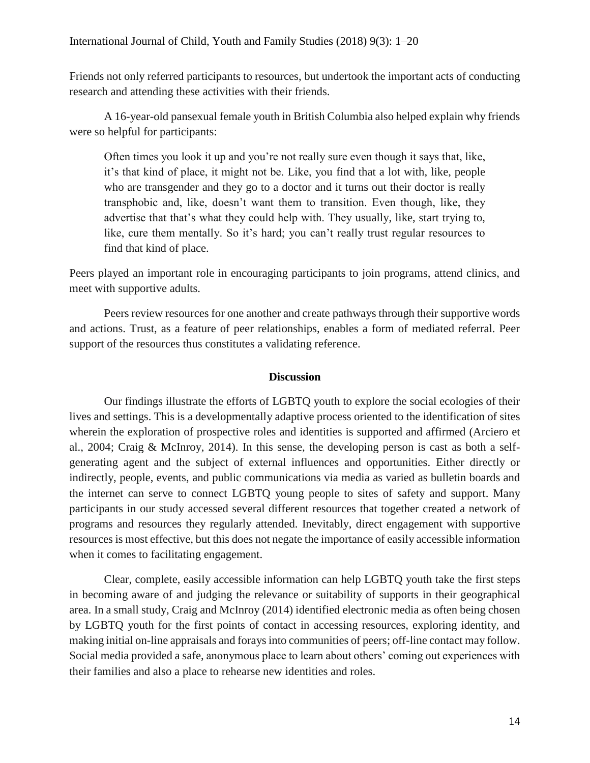Friends not only referred participants to resources, but undertook the important acts of conducting research and attending these activities with their friends.

A 16-year-old pansexual female youth in British Columbia also helped explain why friends were so helpful for participants:

> Often times you look it up and you're not really sure even though it says that, like, it's that kind of place, it might not be. Like, you find that a lot with, like, people who are transgender and they go to a doctor and it turns out their doctor is really transphobic and, like, doesn't want them to transition. Even though, like, they advertise that that's what they could help with. They usually, like, start trying to, like, cure them mentally. So it's hard; you can't really trust regular resources to find that kind of place.

Peers played an important role in encouraging participants to join programs, attend clinics, and meet with supportive adults.

Peers review resources for one another and create pathways through their supportive words and actions. Trust, as a feature of peer relationships, enables a form of mediated referral. Peer support of the resources thus constitutes a validating reference.

## Discussion

Our findings illustrate the efforts of LGBTQ youth to explore the social ecologies of their lives and settings. This is a developmentally adaptive process oriented to the identification of sites wherein the exploration of prospective roles and identities is supported and affirmed (Arciero et al., 2004; Craig & McInroy, 2014). In this sense, the developing person is cast as both a self-generating agent and the subject of external influences and opportunities. Either directly or indirectly, people, events, and public communications via media as varied as bulletin boards and the internet can serve to connect LGBTQ young people to sites of safety and support. Many participants in our study accessed several different resources that together created a network of programs and resources they regularly attended. Inevitably, direct engagement with supportive resources is most effective, but this does not negate the importance of easily accessible information when it comes to facilitating engagement.

Clear, complete, easily accessible information can help LGBTQ youth take the first steps in becoming aware of and judging the relevance or suitability of supports in their geographical area. In a small study, Craig and McInroy (2014) identified electronic media as often being chosen by LGBTQ youth for the first points of contact in accessing resources, exploring identity, and making initial on-line appraisals and forays into communities of peers; off-line contact may follow. Social media provided a safe, anonymous place to learn about others' coming out experiences with their families and also a place to rehearse new identities and roles.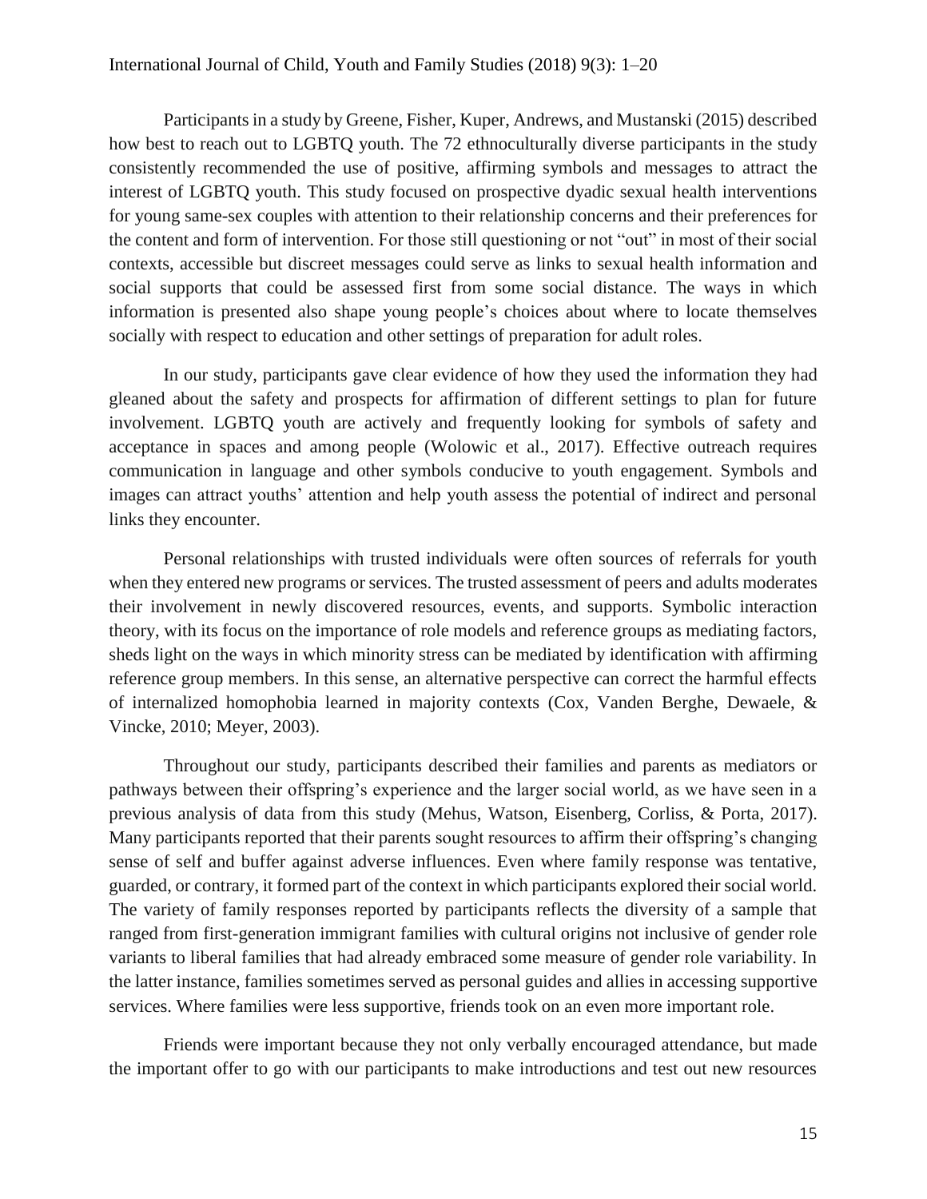Participants in a study by Greene, Fisher, Kuper, Andrews, and Mustanski (2015) described how best to reach out to LGBTQ youth. The 72 ethnoculturally diverse participants in the study consistently recommended the use of positive, affirming symbols and messages to attract the interest of LGBTQ youth. This study focused on prospective dyadic sexual health interventions for young same-sex couples with attention to their relationship concerns and their preferences for the content and form of intervention. For those still questioning or not "out" in most of their social contexts, accessible but discreet messages could serve as links to sexual health information and social supports that could be assessed first from some social distance. The ways in which information is presented also shape young people's choices about where to locate themselves socially with respect to education and other settings of preparation for adult roles.

In our study, participants gave clear evidence of how they used the information they had gleaned about the safety and prospects for affirmation of different settings to plan for future involvement. LGBTQ youth are actively and frequently looking for symbols of safety and acceptance in spaces and among people (Wolowic et al., 2017). Effective outreach requires communication in language and other symbols conducive to youth engagement. Symbols and images can attract youths' attention and help youth assess the potential of indirect and personal links they encounter.

Personal relationships with trusted individuals were often sources of referrals for youth when they entered new programs or services. The trusted assessment of peers and adults moderates their involvement in newly discovered resources, events, and supports. Symbolic interaction theory, with its focus on the importance of role models and reference groups as mediating factors, sheds light on the ways in which minority stress can be mediated by identification with affirming reference group members. In this sense, an alternative perspective can correct the harmful effects of internalized homophobia learned in majority contexts (Cox, Vanden Berghe, Dewaele, & Vincke, 2010; Meyer, 2003).

Throughout our study, participants described their families and parents as mediators or pathways between their offspring's experience and the larger social world, as we have seen in a previous analysis of data from this study (Mehus, Watson, Eisenberg, Corliss, & Porta, 2017). Many participants reported that their parents sought resources to affirm their offspring's changing sense of self and buffer against adverse influences. Even where family response was tentative, guarded, or contrary, it formed part of the context in which participants explored their social world. The variety of family responses reported by participants reflects the diversity of a sample that ranged from first-generation immigrant families with cultural origins not inclusive of gender role variants to liberal families that had already embraced some measure of gender role variability. In the latter instance, families sometimes served as personal guides and allies in accessing supportive services. Where families were less supportive, friends took on an even more important role.

Friends were important because they not only verbally encouraged attendance, but made the important offer to go with our participants to make introductions and test out new resources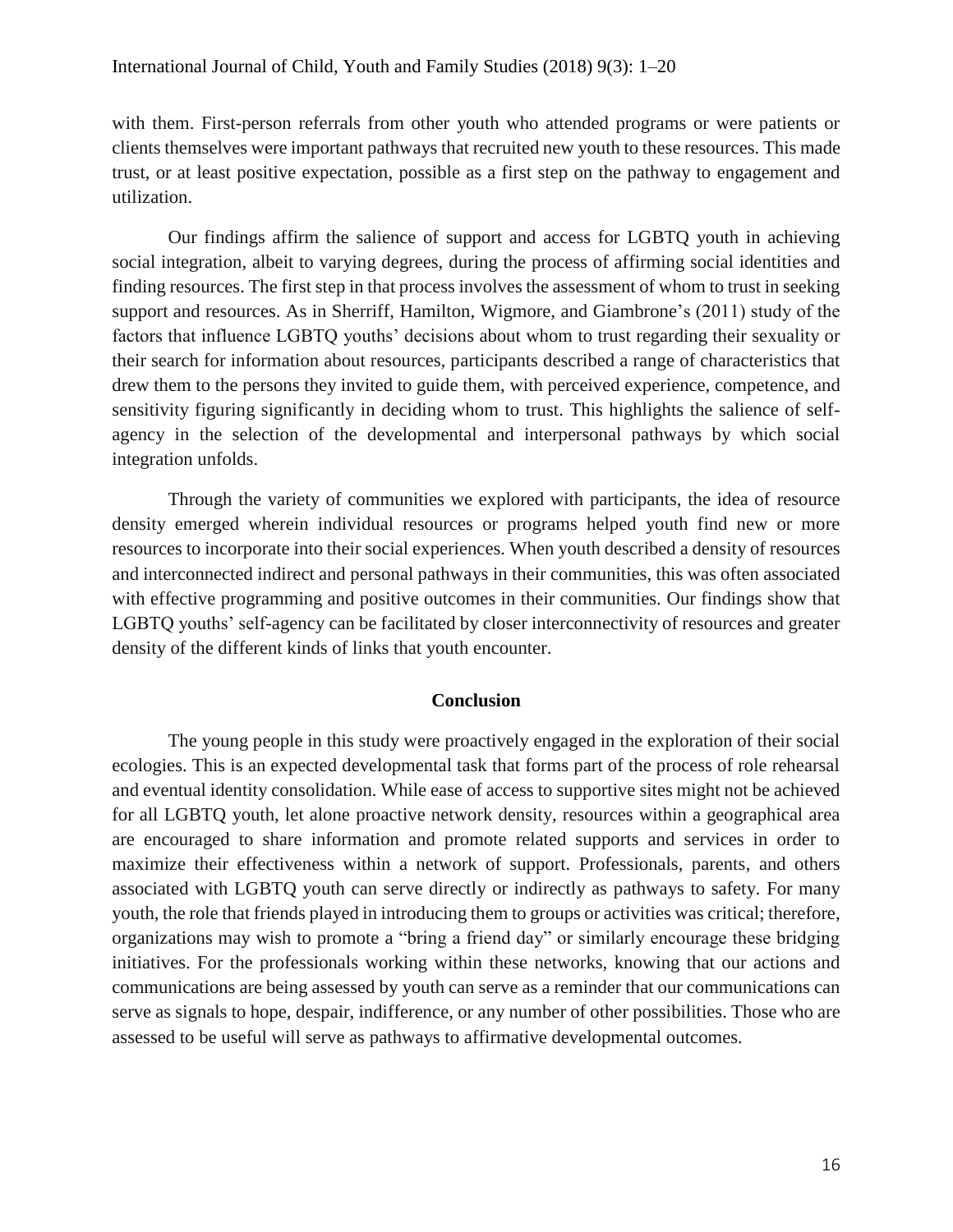with them. First-person referrals from other youth who attended programs or were patients or clients themselves were important pathways that recruited new youth to these resources. This made trust, or at least positive expectation, possible as a first step on the pathway to engagement and utilization.

Our findings affirm the salience of support and access for LGBTQ youth in achieving social integration, albeit to varying degrees, during the process of affirming social identities and finding resources. The first step in that process involves the assessment of whom to trust in seeking support and resources. As in Sherriff, Hamilton, Wigmore, and Giambrone's (2011) study of the factors that influence LGBTQ youths' decisions about whom to trust regarding their sexuality or their search for information about resources, participants described a range of characteristics that drew them to the persons they invited to guide them, with perceived experience, competence, and sensitivity figuring significantly in deciding whom to trust. This highlights the salience of self-agency in the selection of the developmental and interpersonal pathways by which social integration unfolds.

Through the variety of communities we explored with participants, the idea of resource density emerged wherein individual resources or programs helped youth find new or more resources to incorporate into their social experiences. When youth described a density of resources and interconnected indirect and personal pathways in their communities, this was often associated with effective programming and positive outcomes in their communities. Our findings show that LGBTQ youths' self-agency can be facilitated by closer interconnectivity of resources and greater density of the different kinds of links that youth encounter.

## Conclusion

The young people in this study were proactively engaged in the exploration of their social ecologies. This is an expected developmental task that forms part of the process of role rehearsal and eventual identity consolidation. While ease of access to supportive sites might not be achieved for all LGBTQ youth, let alone proactive network density, resources within a geographical area are encouraged to share information and promote related supports and services in order to maximize their effectiveness within a network of support. Professionals, parents, and others associated with LGBTQ youth can serve directly or indirectly as pathways to safety. For many youth, the role that friends played in introducing them to groups or activities was critical; therefore, organizations may wish to promote a "bring a friend day" or similarly encourage these bridging initiatives. For the professionals working within these networks, knowing that our actions and communications are being assessed by youth can serve as a reminder that our communications can serve as signals to hope, despair, indifference, or any number of other possibilities. Those who are assessed to be useful will serve as pathways to affirmative developmental outcomes.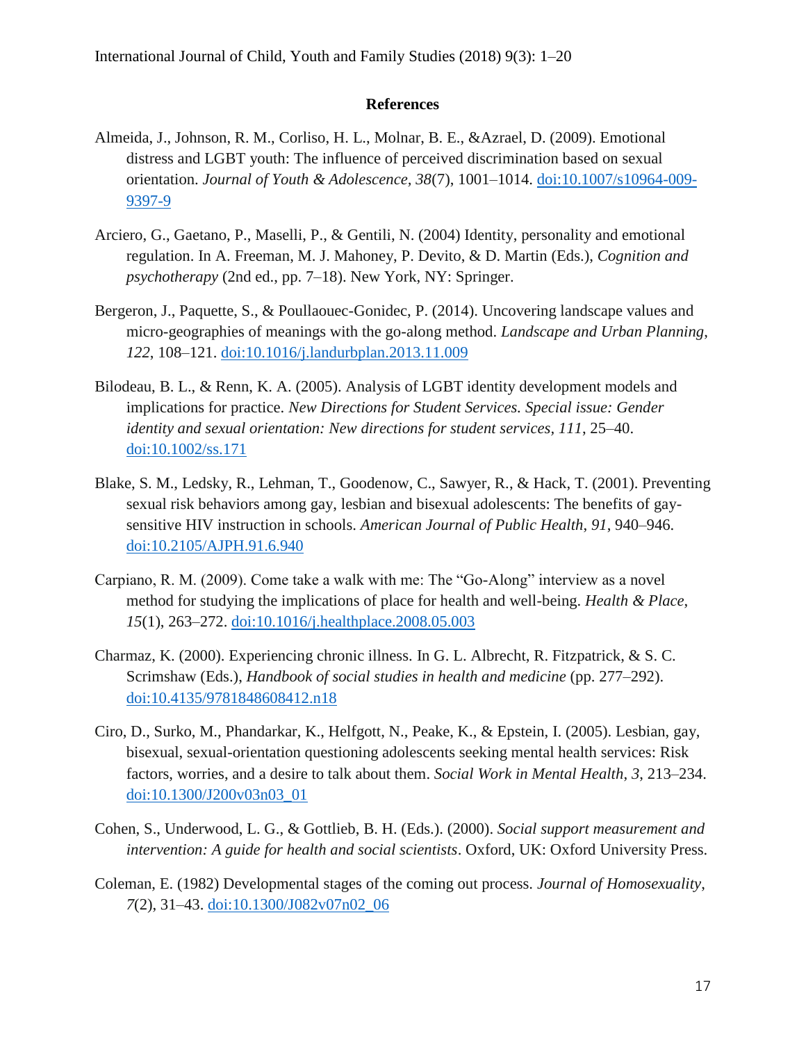## References

Almeida, J., Johnson, R. M., Corliso, H. L., Molnar, B. E., &Azrael, D. (2009). Emotional distress and LGBT youth: The influence of perceived discrimination based on sexual orientation. *Journal of Youth & Adolescence*, *38*(7), 1001–1014. doi:10.1007/s10964-009-9397-9

Arciero, G., Gaetano, P., Maselli, P., & Gentili, N. (2004) Identity, personality and emotional regulation. In A. Freeman, M. J. Mahoney, P. Devito, & D. Martin (Eds.), *Cognition and psychotherapy* (2nd ed., pp. 7–18). New York, NY: Springer.

Bergeron, J., Paquette, S., & Poullaouec-Gonidec, P. (2014). Uncovering landscape values and micro-geographies of meanings with the go-along method. *Landscape and Urban Planning*, *122*, 108–121. doi:10.1016/j.landurbplan.2013.11.009

Bilodeau, B. L., & Renn, K. A. (2005). Analysis of LGBT identity development models and implications for practice. *New Directions for Student Services. Special issue: Gender identity and sexual orientation: New directions for student services*, *111*, 25–40. doi:10.1002/ss.171

Blake, S. M., Ledsky, R., Lehman, T., Goodenow, C., Sawyer, R., & Hack, T. (2001). Preventing sexual risk behaviors among gay, lesbian and bisexual adolescents: The benefits of gay-sensitive HIV instruction in schools. *American Journal of Public Health*, *91*, 940–946. doi:10.2105/AJPH.91.6.940

Carpiano, R. M. (2009). Come take a walk with me: The "Go-Along" interview as a novel method for studying the implications of place for health and well-being. *Health & Place*, *15*(1), 263–272. doi:10.1016/j.healthplace.2008.05.003

Charmaz, K. (2000). Experiencing chronic illness. In G. L. Albrecht, R. Fitzpatrick, & S. C. Scrimshaw (Eds.), *Handbook of social studies in health and medicine* (pp. 277–292). doi:10.4135/9781848608412.n18

Ciro, D., Surko, M., Phandarkar, K., Helfgott, N., Peake, K., & Epstein, I. (2005). Lesbian, gay, bisexual, sexual-orientation questioning adolescents seeking mental health services: Risk factors, worries, and a desire to talk about them. *Social Work in Mental Health*, *3*, 213–234. doi:10.1300/J200v03n03_01

Cohen, S., Underwood, L. G., & Gottlieb, B. H. (Eds.). (2000). *Social support measurement and intervention: A guide for health and social scientists*. Oxford, UK: Oxford University Press.

Coleman, E. (1982) Developmental stages of the coming out process. *Journal of Homosexuality*, *7*(2), 31–43. doi:10.1300/J082v07n02_06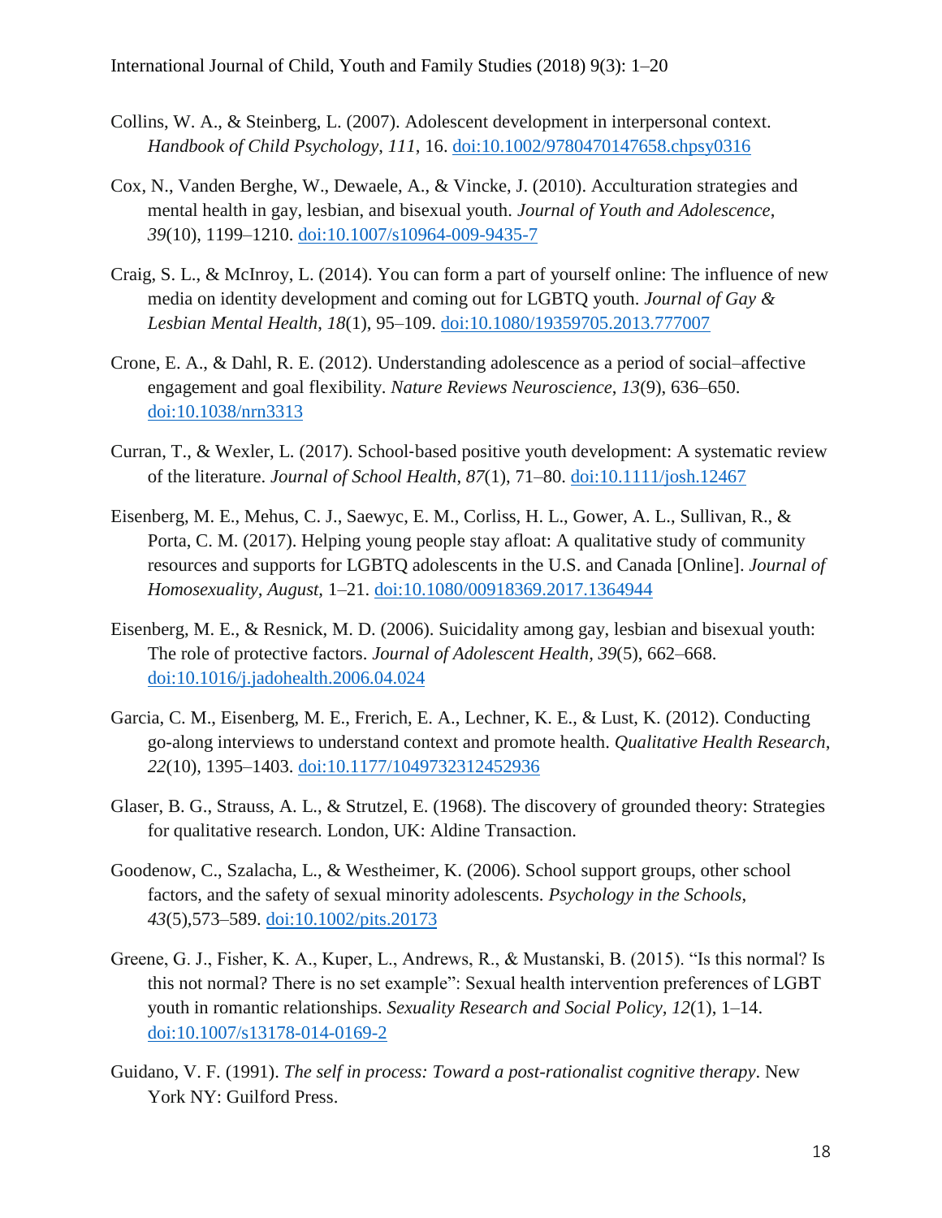Collins, W. A., & Steinberg, L. (2007). Adolescent development in interpersonal context. *Handbook of Child Psychology*, *111*, 16. doi:10.1002/9780470147658.chpsy0316

Cox, N., Vanden Berghe, W., Dewaele, A., & Vincke, J. (2010). Acculturation strategies and mental health in gay, lesbian, and bisexual youth. *Journal of Youth and Adolescence*, *39*(10), 1199–1210. doi:10.1007/s10964-009-9435-7

Craig, S. L., & McInroy, L. (2014). You can form a part of yourself online: The influence of new media on identity development and coming out for LGBTQ youth. *Journal of Gay & Lesbian Mental Health*, *18*(1), 95–109. doi:10.1080/19359705.2013.777007

Crone, E. A., & Dahl, R. E. (2012). Understanding adolescence as a period of social–affective engagement and goal flexibility. *Nature Reviews Neuroscience*, *13*(9), 636–650. doi:10.1038/nrn3313

Curran, T., & Wexler, L. (2017). School-based positive youth development: A systematic review of the literature. *Journal of School Health*, *87*(1), 71–80. doi:10.1111/josh.12467

Eisenberg, M. E., Mehus, C. J., Saewyc, E. M., Corliss, H. L., Gower, A. L., Sullivan, R., & Porta, C. M. (2017). Helping young people stay afloat: A qualitative study of community resources and supports for LGBTQ adolescents in the U.S. and Canada [Online]. *Journal of Homosexuality, August,* 1–21. doi:10.1080/00918369.2017.1364944

Eisenberg, M. E., & Resnick, M. D. (2006). Suicidality among gay, lesbian and bisexual youth: The role of protective factors. *Journal of Adolescent Health*, *39*(5), 662–668. doi:10.1016/j.jadohealth.2006.04.024

Garcia, C. M., Eisenberg, M. E., Frerich, E. A., Lechner, K. E., & Lust, K. (2012). Conducting go-along interviews to understand context and promote health. *Qualitative Health Research*, *22*(10), 1395–1403. doi:10.1177/1049732312452936

Glaser, B. G., Strauss, A. L., & Strutzel, E. (1968). The discovery of grounded theory: Strategies for qualitative research. London, UK: Aldine Transaction.

Goodenow, C., Szalacha, L., & Westheimer, K. (2006). School support groups, other school factors, and the safety of sexual minority adolescents. *Psychology in the Schools*, *43*(5),573–589. doi:10.1002/pits.20173

Greene, G. J., Fisher, K. A., Kuper, L., Andrews, R., & Mustanski, B. (2015). "Is this normal? Is this not normal? There is no set example": Sexual health intervention preferences of LGBT youth in romantic relationships. *Sexuality Research and Social Policy*, *12*(1), 1–14. doi:10.1007/s13178-014-0169-2

Guidano, V. F. (1991). *The self in process: Toward a post-rationalist cognitive therapy*. New York NY: Guilford Press.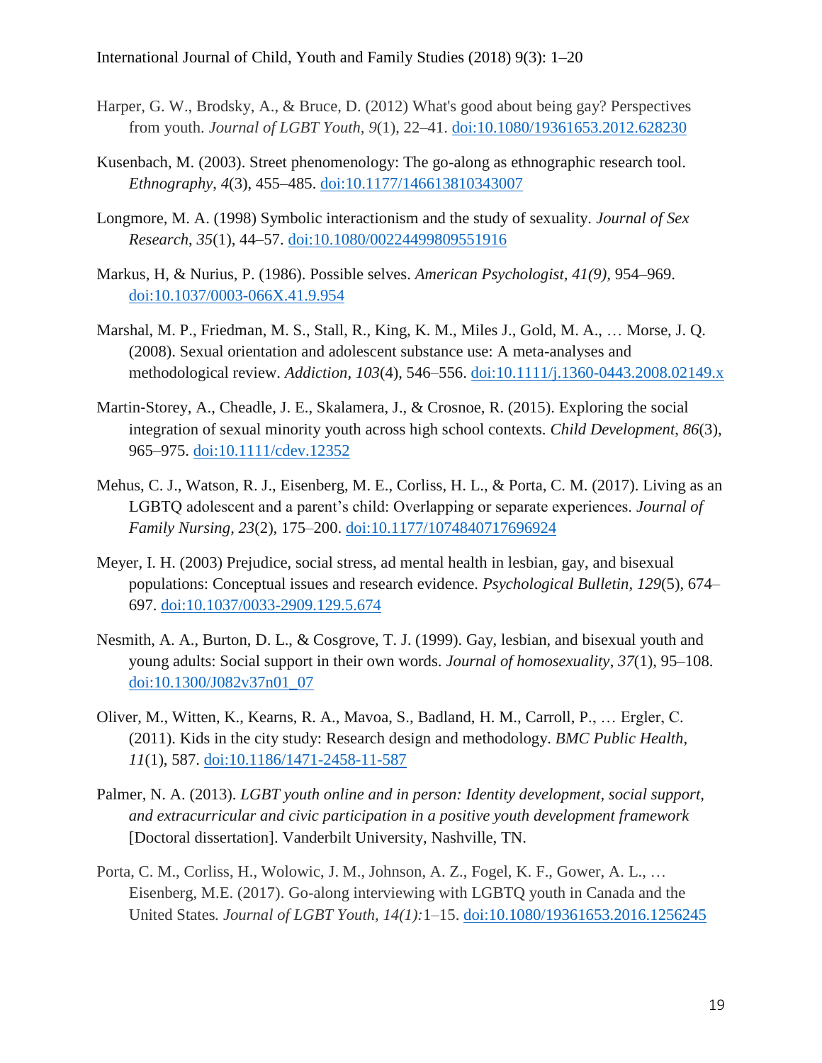Harper, G. W., Brodsky, A., & Bruce, D. (2012) What's good about being gay? Perspectives from youth. *Journal of LGBT Youth, 9*(1), 22–41. doi:10.1080/19361653.2012.628230

Kusenbach, M. (2003). Street phenomenology: The go-along as ethnographic research tool. *Ethnography, 4*(3), 455–485. doi:10.1177/146613810343007

Longmore, M. A. (1998) Symbolic interactionism and the study of sexuality. *Journal of Sex Research*, *35*(1), 44–57. doi:10.1080/00224499809551916

Markus, H, & Nurius, P. (1986). Possible selves. *American Psychologist, 41(9)*, 954–969. doi:10.1037/0003-066X.41.9.954

Marshal, M. P., Friedman, M. S., Stall, R., King, K. M., Miles J., Gold, M. A., … Morse, J. Q. (2008). Sexual orientation and adolescent substance use: A meta-analyses and methodological review. *Addiction*, *103*(4), 546–556. doi:10.1111/j.1360-0443.2008.02149.x

Martin-Storey, A., Cheadle, J. E., Skalamera, J., & Crosnoe, R. (2015). Exploring the social integration of sexual minority youth across high school contexts. *Child Development*, *86*(3), 965–975. doi:10.1111/cdev.12352

Mehus, C. J., Watson, R. J., Eisenberg, M. E., Corliss, H. L., & Porta, C. M. (2017). Living as an LGBTQ adolescent and a parent's child: Overlapping or separate experiences. *Journal of Family Nursing, 23*(2), 175–200. doi:10.1177/1074840717696924

Meyer, I. H. (2003) Prejudice, social stress, ad mental health in lesbian, gay, and bisexual populations: Conceptual issues and research evidence. *Psychological Bulletin, 129*(5), 674–697. doi:10.1037/0033-2909.129.5.674

Nesmith, A. A., Burton, D. L., & Cosgrove, T. J. (1999). Gay, lesbian, and bisexual youth and young adults: Social support in their own words. *Journal of homosexuality*, *37*(1), 95–108. doi:10.1300/J082v37n01_07

Oliver, M., Witten, K., Kearns, R. A., Mavoa, S., Badland, H. M., Carroll, P., … Ergler, C. (2011). Kids in the city study: Research design and methodology. *BMC Public Health, 11*(1), 587. doi:10.1186/1471-2458-11-587

Palmer, N. A. (2013). *LGBT youth online and in person: Identity development, social support, and extracurricular and civic participation in a positive youth development framework* [Doctoral dissertation]. Vanderbilt University, Nashville, TN.

Porta, C. M., Corliss, H., Wolowic, J. M., Johnson, A. Z., Fogel, K. F., Gower, A. L., … Eisenberg, M.E. (2017). Go-along interviewing with LGBTQ youth in Canada and the United States. *Journal of LGBT Youth, 14(1):*1–15. doi:10.1080/19361653.2016.1256245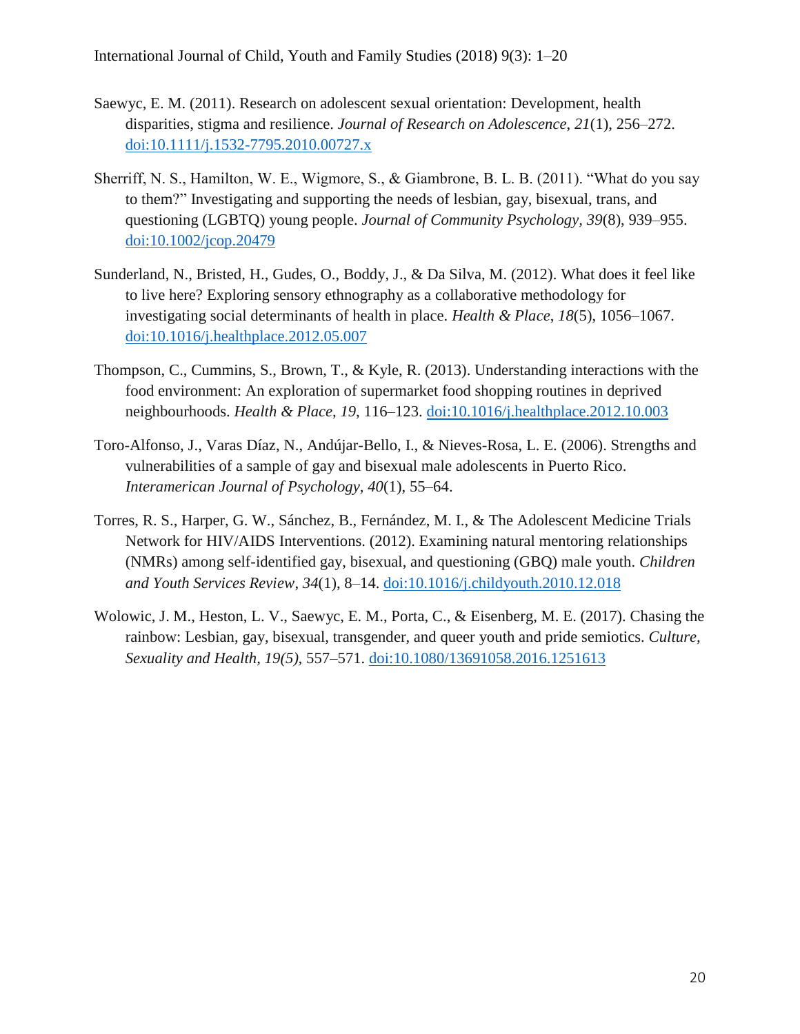Saewyc, E. M. (2011). Research on adolescent sexual orientation: Development, health disparities, stigma and resilience. *Journal of Research on Adolescence*, *21*(1), 256–272. doi:10.1111/j.1532-7795.2010.00727.x

Sherriff, N. S., Hamilton, W. E., Wigmore, S., & Giambrone, B. L. B. (2011). "What do you say to them?" Investigating and supporting the needs of lesbian, gay, bisexual, trans, and questioning (LGBTQ) young people. *Journal of Community Psychology*, *39*(8), 939–955. doi:10.1002/jcop.20479

Sunderland, N., Bristed, H., Gudes, O., Boddy, J., & Da Silva, M. (2012). What does it feel like to live here? Exploring sensory ethnography as a collaborative methodology for investigating social determinants of health in place. *Health & Place*, *18*(5), 1056–1067. doi:10.1016/j.healthplace.2012.05.007

Thompson, C., Cummins, S., Brown, T., & Kyle, R. (2013). Understanding interactions with the food environment: An exploration of supermarket food shopping routines in deprived neighbourhoods. *Health & Place*, *19*, 116–123. doi:10.1016/j.healthplace.2012.10.003

Toro-Alfonso, J., Varas Díaz, N., Andújar-Bello, I., & Nieves-Rosa, L. E. (2006). Strengths and vulnerabilities of a sample of gay and bisexual male adolescents in Puerto Rico. *Interamerican Journal of Psychology, 40*(1), 55–64.

Torres, R. S., Harper, G. W., Sánchez, B., Fernández, M. I., & The Adolescent Medicine Trials Network for HIV/AIDS Interventions. (2012). Examining natural mentoring relationships (NMRs) among self-identified gay, bisexual, and questioning (GBQ) male youth. *Children and Youth Services Review*, *34*(1), 8–14. doi:10.1016/j.childyouth.2010.12.018

Wolowic, J. M., Heston, L. V., Saewyc, E. M., Porta, C., & Eisenberg, M. E. (2017). Chasing the rainbow: Lesbian, gay, bisexual, transgender, and queer youth and pride semiotics. *Culture, Sexuality and Health, 19(5),* 557–571. doi:10.1080/13691058.2016.1251613